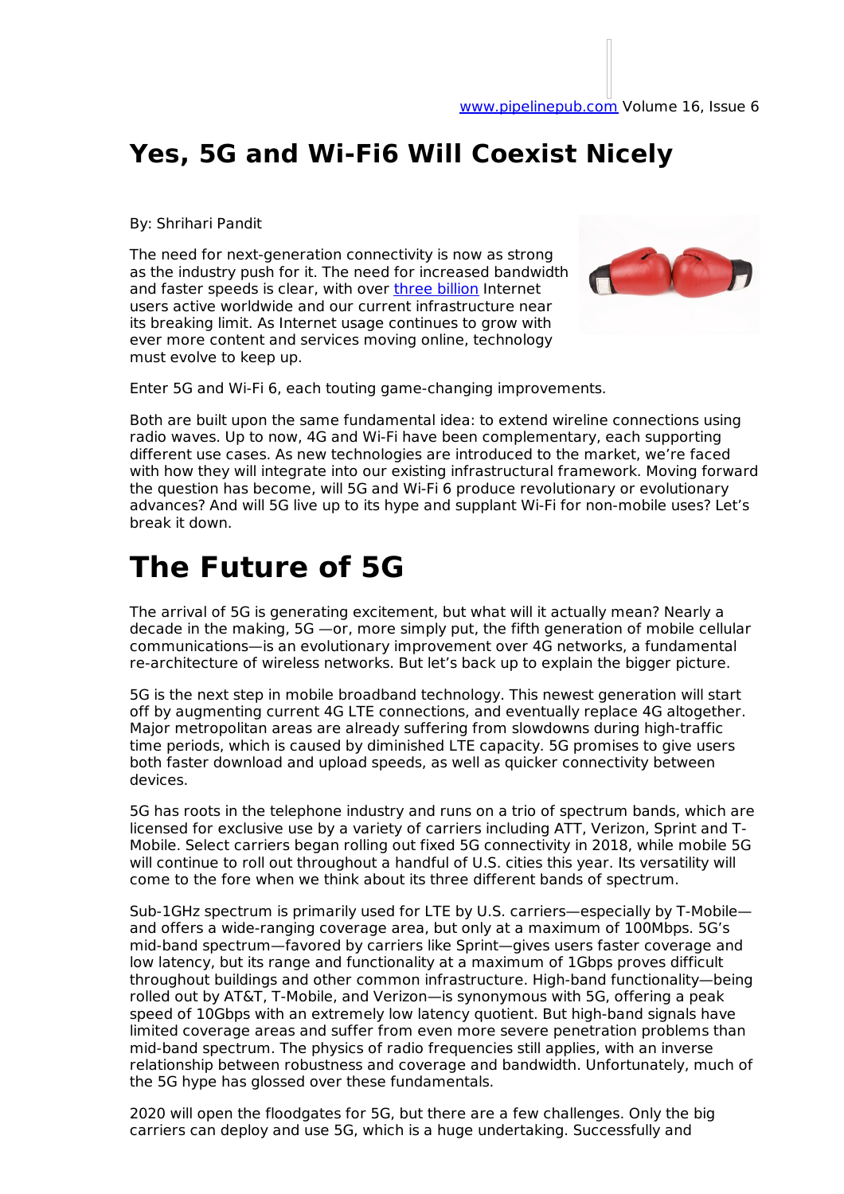# Yes, 5G and Wi-Fi6 Will Coexist Nicely

By: Shrihari Pandit

The need for next-generation connectivity is now as strong as the industry push for it. The need for increased bandwidth and faster speeds is clear, with over three billion Internet users active worldwide and our current infrastructure near its breaking limit. As Internet usage continues to grow with ever more content and services moving online, technology must evolve to keep up.

Enter 5G and Wi-Fi 6, each touting game-changing improvements.

Both are built upon the same fundamental idea: to extend wireline connections using radio waves. Up to now, 4G and Wi-Fi have been complementary, each supporting different use cases. As new technologies are introduced to the market, we're faced with how they will integrate into our existing infrastructural framework. Moving forward the question has become, will 5G and Wi-Fi 6 produce revolutionary or evolutionary advances? And will 5G live up to its hype and supplant Wi-Fi for non-mobile uses? Let's break it down.

# The Future of 5G

The arrival of 5G is generating excitement, but what will it actually mean? Nearly a decade in the making, 5G —or, more simply put, the fifth generation of mobile cellular communications—is an evolutionary improvement over 4G networks, a fundamental re-architecture of wireless networks. But let's back up to explain the bigger picture.

5G is the next step in mobile broadband technology. This newest generation will start off by augmenting current 4G LTE connections, and eventually replace 4G altogether. Major metropolitan areas are already suffering from slowdowns during high-traffic time periods, which is caused by diminished LTE capacity. 5G promises to give users both faster download and upload speeds, as well as quicker connectivity between devices.

5G has roots in the telephone industry and runs on a trio of spectrum bands, which are licensed for exclusive use by a variety of carriers including ATT, Verizon, Sprint and T-Mobile. Select carriers began rolling out fixed 5G connectivity in 2018, while mobile 5G will continue to roll out throughout a handful of U.S. cities this year. Its versatility will come to the fore when we think about its three different bands of spectrum.

Sub-1GHz spectrum is primarily used for LTE by U.S. carriers—especially by T-Mobile—and offers a wide-ranging coverage area, but only at a maximum of 100Mbps. 5G's mid-band spectrum—favored by carriers like Sprint—gives users faster coverage and low latency, but its range and functionality at a maximum of 1Gbps proves difficult throughout buildings and other common infrastructure. High-band functionality—being rolled out by AT&T, T-Mobile, and Verizon—is synonymous with 5G, offering a peak speed of 10Gbps with an extremely low latency quotient. But high-band signals have limited coverage areas and suffer from even more severe penetration problems than mid-band spectrum. The physics of radio frequencies still applies, with an inverse relationship between robustness and coverage and bandwidth. Unfortunately, much of the 5G hype has glossed over these fundamentals.

2020 will open the floodgates for 5G, but there are a few challenges. Only the big carriers can deploy and use 5G, which is a huge undertaking. Successfully and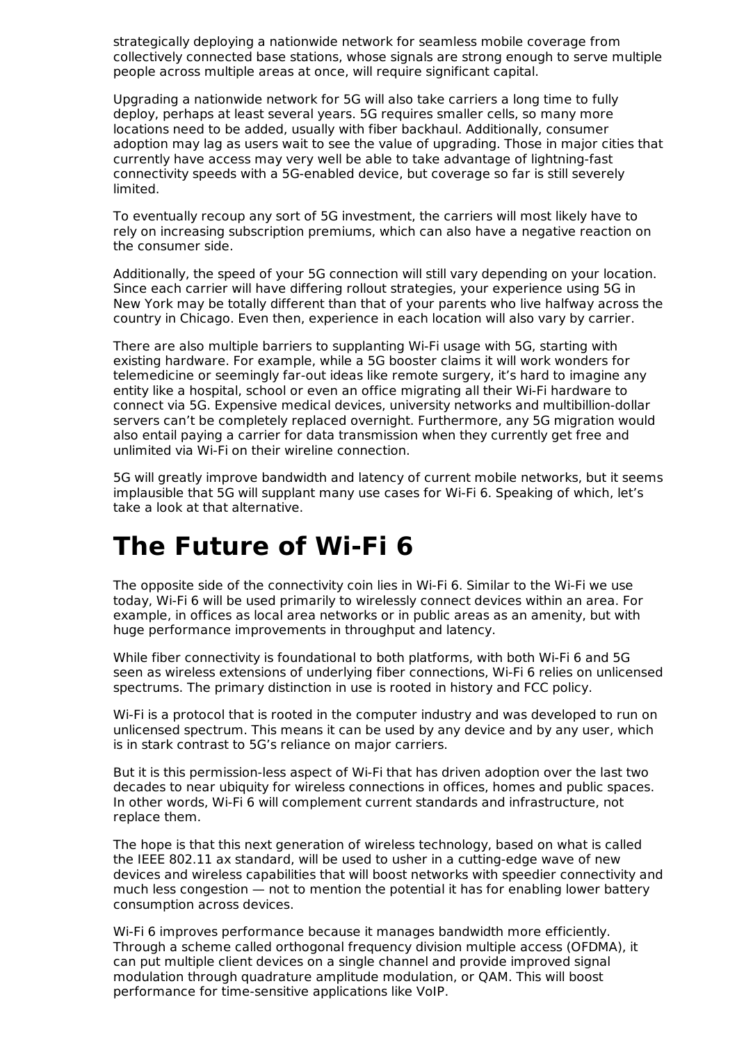strategically deploying a nationwide network for seamless mobile coverage from collectively connected base stations, whose signals are strong enough to serve multiple people across multiple areas at once, will require significant capital.

Upgrading a nationwide network for 5G will also take carriers a long time to fully deploy, perhaps at least several years. 5G requires smaller cells, so many more locations need to be added, usually with fiber backhaul. Additionally, consumer adoption may lag as users wait to see the value of upgrading. Those in major cities that currently have access may very well be able to take advantage of lightning-fast connectivity speeds with a 5G-enabled device, but coverage so far is still severely limited.

To eventually recoup any sort of 5G investment, the carriers will most likely have to rely on increasing subscription premiums, which can also have a negative reaction on the consumer side.

Additionally, the speed of your 5G connection will still vary depending on your location. Since each carrier will have differing rollout strategies, your experience using 5G in New York may be totally different than that of your parents who live halfway across the country in Chicago. Even then, experience in each location will also vary by carrier.

There are also multiple barriers to supplanting Wi-Fi usage with 5G, starting with existing hardware. For example, while a 5G booster claims it will work wonders for telemedicine or seemingly far-out ideas like remote surgery, it's hard to imagine any entity like a hospital, school or even an office migrating all their Wi-Fi hardware to connect via 5G. Expensive medical devices, university networks and multibillion-dollar servers can't be completely replaced overnight. Furthermore, any 5G migration would also entail paying a carrier for data transmission when they currently get free and unlimited via Wi-Fi on their wireline connection.

5G will greatly improve bandwidth and latency of current mobile networks, but it seems implausible that 5G will supplant many use cases for Wi-Fi 6. Speaking of which, let's take a look at that alternative.

# The Future of Wi-Fi 6

The opposite side of the connectivity coin lies in Wi-Fi 6. Similar to the Wi-Fi we use today, Wi-Fi 6 will be used primarily to wirelessly connect devices within an area. For example, in offices as local area networks or in public areas as an amenity, but with huge performance improvements in throughput and latency.

While fiber connectivity is foundational to both platforms, with both Wi-Fi 6 and 5G seen as wireless extensions of underlying fiber connections, Wi-Fi 6 relies on unlicensed spectrums. The primary distinction in use is rooted in history and FCC policy.

Wi-Fi is a protocol that is rooted in the computer industry and was developed to run on unlicensed spectrum. This means it can be used by any device and by any user, which is in stark contrast to 5G's reliance on major carriers.

But it is this permission-less aspect of Wi-Fi that has driven adoption over the last two decades to near ubiquity for wireless connections in offices, homes and public spaces. In other words, Wi-Fi 6 will complement current standards and infrastructure, not replace them.

The hope is that this next generation of wireless technology, based on what is called the IEEE 802.11 ax standard, will be used to usher in a cutting-edge wave of new devices and wireless capabilities that will boost networks with speedier connectivity and much less congestion — not to mention the potential it has for enabling lower battery consumption across devices.

Wi-Fi 6 improves performance because it manages bandwidth more efficiently. Through a scheme called orthogonal frequency division multiple access (OFDMA), it can put multiple client devices on a single channel and provide improved signal modulation through quadrature amplitude modulation, or QAM. This will boost performance for time-sensitive applications like VoIP.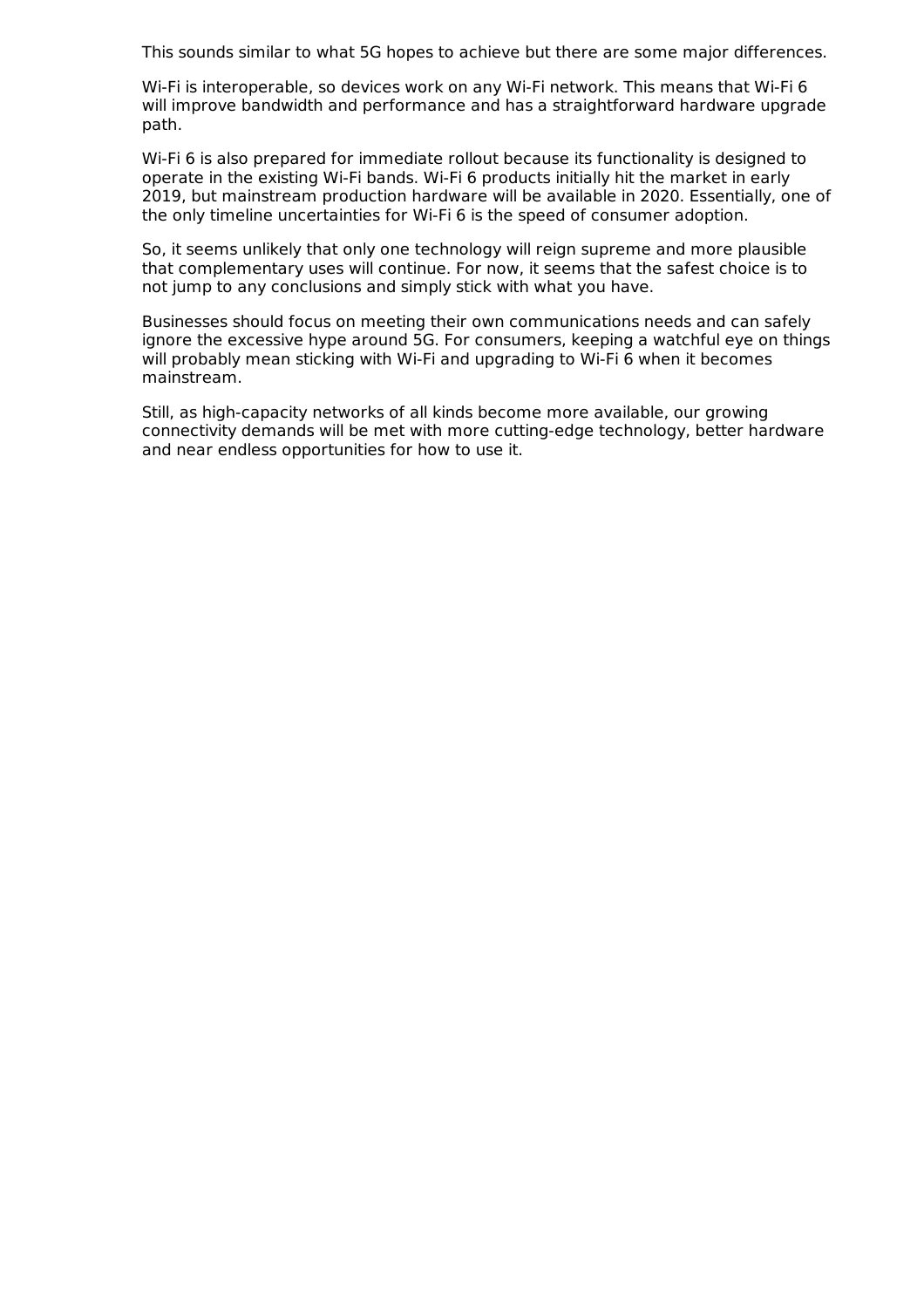This sounds similar to what 5G hopes to achieve but there are some major differences.

Wi-Fi is interoperable, so devices work on any Wi-Fi network. This means that Wi-Fi 6 will improve bandwidth and performance and has a straightforward hardware upgrade path.

Wi-Fi 6 is also prepared for immediate rollout because its functionality is designed to operate in the existing Wi-Fi bands. Wi-Fi 6 products initially hit the market in early 2019, but mainstream production hardware will be available in 2020. Essentially, one of the only timeline uncertainties for Wi-Fi 6 is the speed of consumer adoption.

So, it seems unlikely that only one technology will reign supreme and more plausible that complementary uses will continue. For now, it seems that the safest choice is to not jump to any conclusions and simply stick with what you have.

Businesses should focus on meeting their own communications needs and can safely ignore the excessive hype around 5G. For consumers, keeping a watchful eye on things will probably mean sticking with Wi-Fi and upgrading to Wi-Fi 6 when it becomes mainstream.

Still, as high-capacity networks of all kinds become more available, our growing connectivity demands will be met with more cutting-edge technology, better hardware and near endless opportunities for how to use it.